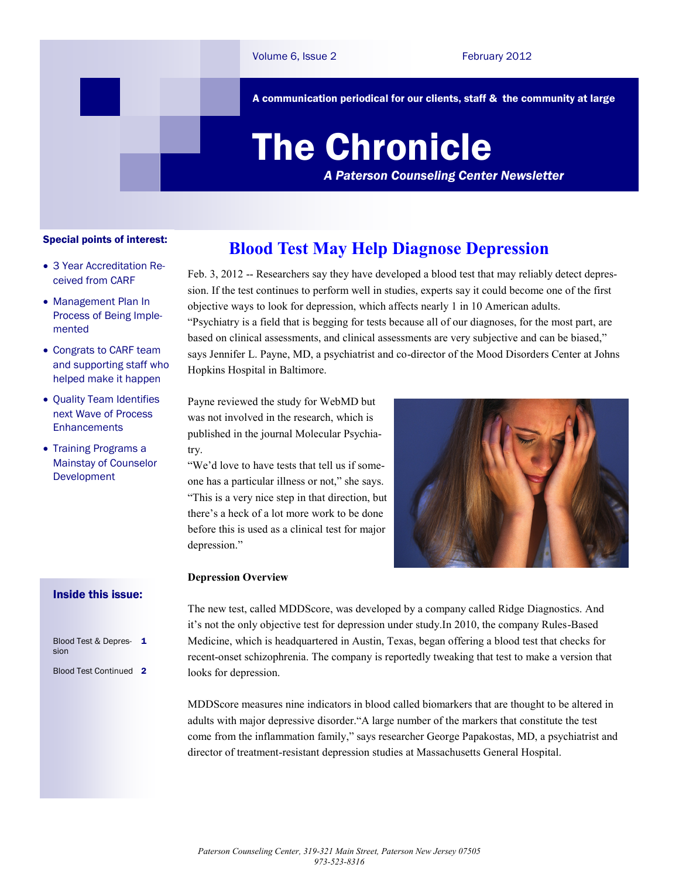Volume 6, Issue 2 February 2012

A communication periodical for our clients, staff & the community at large

# The Chronicle

***A Paterson Counseling Center Newsletter***

**Special points of interest:**

- 3 Year Accreditation Received from CARF
- Management Plan In Process of Being Implemented
- Congrats to CARF team and supporting staff who helped make it happen
- Quality Team Identifies next Wave of Process Enhancements
- Training Programs a Mainstay of Counselor Development

**Inside this issue:**

| | |
|---|---|
| Blood Test & Depression | 1 |
| Blood Test Continued | 2 |

## Blood Test May Help Diagnose Depression

Feb. 3, 2012 -- Researchers say they have developed a blood test that may reliably detect depression. If the test continues to perform well in studies, experts say it could become one of the first objective ways to look for depression, which affects nearly 1 in 10 American adults. "Psychiatry is a field that is begging for tests because all of our diagnoses, for the most part, are based on clinical assessments, and clinical assessments are very subjective and can be biased," says Jennifer L. Payne, MD, a psychiatrist and co-director of the Mood Disorders Center at Johns Hopkins Hospital in Baltimore.

Payne reviewed the study for WebMD but was not involved in the research, which is published in the journal Molecular Psychiatry.

"We'd love to have tests that tell us if someone has a particular illness or not," she says. "This is a very nice step in that direction, but there's a heck of a lot more work to be done before this is used as a clinical test for major depression."

**Depression Overview**

The new test, called MDDScore, was developed by a company called Ridge Diagnostics. And it's not the only objective test for depression under study.In 2010, the company Rules-Based Medicine, which is headquartered in Austin, Texas, began offering a blood test that checks for recent-onset schizophrenia. The company is reportedly tweaking that test to make a version that looks for depression.

MDDScore measures nine indicators in blood called biomarkers that are thought to be altered in adults with major depressive disorder."A large number of the markers that constitute the test come from the inflammation family," says researcher George Papakostas, MD, a psychiatrist and director of treatment-resistant depression studies at Massachusetts General Hospital.

*Paterson Counseling Center, 319-321 Main Street, Paterson New Jersey 07505*
*973-523-8316*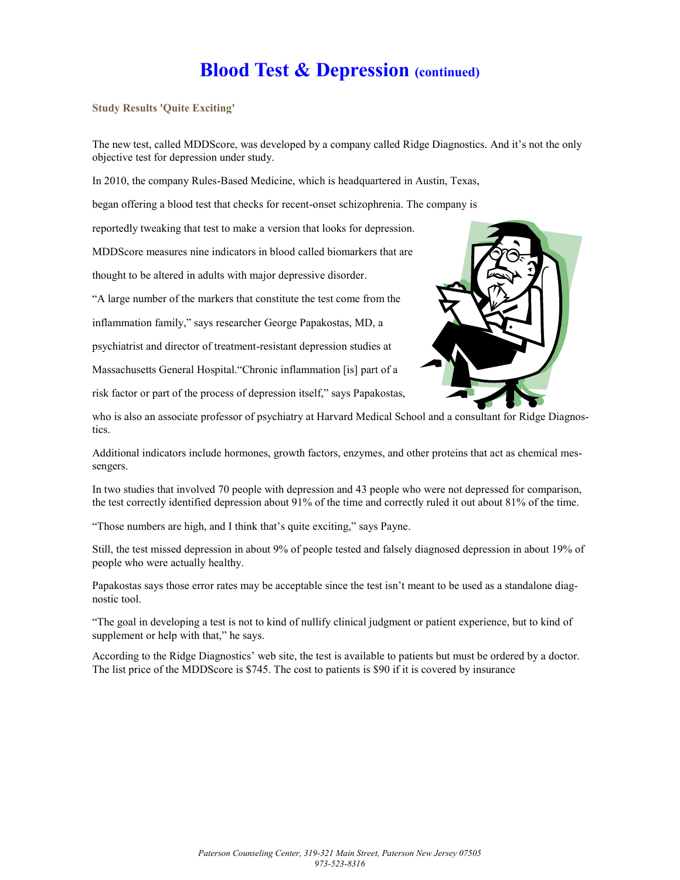# Blood Test & Depression (continued)

**Study Results 'Quite Exciting'**

The new test, called MDDScore, was developed by a company called Ridge Diagnostics. And it's not the only objective test for depression under study.

In 2010, the company Rules-Based Medicine, which is headquartered in Austin, Texas, began offering a blood test that checks for recent-onset schizophrenia. The company is reportedly tweaking that test to make a version that looks for depression.

MDDScore measures nine indicators in blood called biomarkers that are thought to be altered in adults with major depressive disorder.

"A large number of the markers that constitute the test come from the inflammation family," says researcher George Papakostas, MD, a psychiatrist and director of treatment-resistant depression studies at Massachusetts General Hospital."Chronic inflammation [is] part of a risk factor or part of the process of depression itself," says Papakostas, who is also an associate professor of psychiatry at Harvard Medical School and a consultant for Ridge Diagnostics.

Additional indicators include hormones, growth factors, enzymes, and other proteins that act as chemical messengers.

In two studies that involved 70 people with depression and 43 people who were not depressed for comparison, the test correctly identified depression about 91% of the time and correctly ruled it out about 81% of the time.

"Those numbers are high, and I think that's quite exciting," says Payne.

Still, the test missed depression in about 9% of people tested and falsely diagnosed depression in about 19% of people who were actually healthy.

Papakostas says those error rates may be acceptable since the test isn't meant to be used as a standalone diagnostic tool.

"The goal in developing a test is not to kind of nullify clinical judgment or patient experience, but to kind of supplement or help with that," he says.

According to the Ridge Diagnostics' web site, the test is available to patients but must be ordered by a doctor. The list price of the MDDScore is $745. The cost to patients is $90 if it is covered by insurance